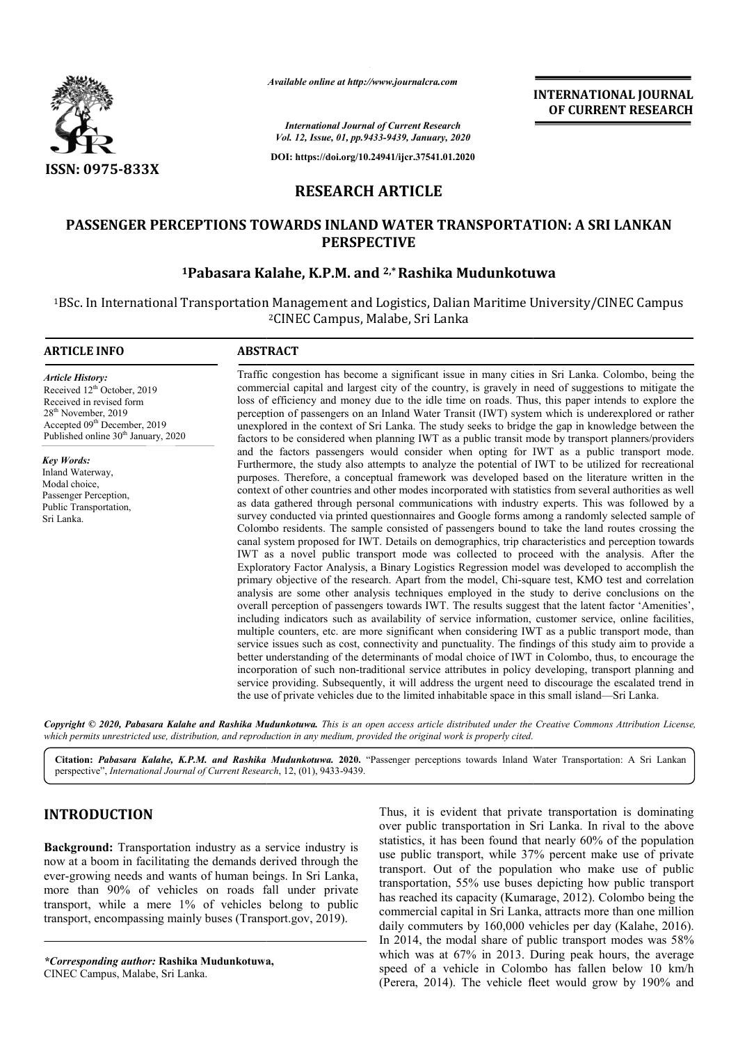# RESEARCH ARTICLE

## PASSENGER PERCEPTIONS TOWARDS INLAND WATER TRANSPORTATION: A SRI LANKAN PERSPECTIVE

**[1]Pabasara Kalahe, K.P.M. and [2,*]Rashika Mudunkotuwa**

[1]BSc. In International Transportation Management and Logistics, Dalian Maritime University/CINEC Campus
[2]CINEC Campus, Malabe, Sri Lanka

### ARTICLE INFO

*Article History:*
Received 12th October, 2019
Received in revised form 28th November, 2019
Accepted 09th December, 2019
Published online 30th January, 2020

*Key Words:*
Inland Waterway,
Modal choice,
Passenger Perception,
Public Transportation,
Sri Lanka.

### ABSTRACT

Traffic congestion has become a significant issue in many cities in Sri Lanka. Colombo, being the commercial capital and largest city of the country, is gravely in need of suggestions to mitigate the loss of efficiency and money due to the idle time on roads. Thus, this paper intends to explore the perception of passengers on an Inland Water Transit (IWT) system which is underexplored or rather unexplored in the context of Sri Lanka. The study seeks to bridge the gap in knowledge between the factors to be considered when planning IWT as a public transit mode by transport planners/providers and the factors passengers would consider when opting for IWT as a public transport mode. Furthermore, the study also attempts to analyze the potential of IWT to be utilized for recreational purposes. Therefore, a conceptual framework was developed based on the literature written in the context of other countries and other modes incorporated with statistics from several authorities as well as data gathered through personal communications with industry experts. This was followed by a survey conducted via printed questionnaires and Google forms among a randomly selected sample of Colombo residents. The sample consisted of passengers bound to take the land routes crossing the canal system proposed for IWT. Details on demographics, trip characteristics and perception towards IWT as a novel public transport mode was collected to proceed with the analysis. After the Exploratory Factor Analysis, a Binary Logistics Regression model was developed to accomplish the primary objective of the research. Apart from the model, Chi-square test, KMO test and correlation analysis are some other analysis techniques employed in the study to derive conclusions on the overall perception of passengers towards IWT. The results suggest that the latent factor 'Amenities', including indicators such as availability of service information, customer service, online facilities, multiple counters, etc. are more significant when considering IWT as a public transport mode, than service issues such as cost, connectivity and punctuality. The findings of this study aim to provide a better understanding of the determinants of modal choice of IWT in Colombo, thus, to encourage the incorporation of such non-traditional service attributes in policy developing, transport planning and service providing. Subsequently, it will address the urgent need to discourage the escalated trend in the use of private vehicles due to the limited inhabitable space in this small island—Sri Lanka.

*Copyright © 2020, Pabasara Kalahe and Rashika Mudunkotuwa. This is an open access article distributed under the Creative Commons Attribution License, which permits unrestricted use, distribution, and reproduction in any medium, provided the original work is properly cited.*

**Citation:** *Pabasara Kalahe, K.P.M. and Rashika Mudunkotuwa.* **2020.** "Passenger perceptions towards Inland Water Transportation: A Sri Lankan perspective", *International Journal of Current Research*, 12, (01), 9433-9439.

## INTRODUCTION

**Background:** Transportation industry as a service industry is now at a boom in facilitating the demands derived through the ever-growing needs and wants of human beings. In Sri Lanka, more than 90% of vehicles on roads fall under private transport, while a mere 1% of vehicles belong to public transport, encompassing mainly buses (Transport.gov, 2019).

Thus, it is evident that private transportation is dominating over public transportation in Sri Lanka. In rival to the above statistics, it has been found that nearly 60% of the population use public transport, while 37% percent make use of private transport. Out of the population who make use of public transportation, 55% use buses depicting how public transport has reached its capacity (Kumarage, 2012). Colombo being the commercial capital in Sri Lanka, attracts more than one million daily commuters by 160,000 vehicles per day (Kalahe, 2016). In 2014, the modal share of public transport modes was 58% which was at 67% in 2013. During peak hours, the average speed of a vehicle in Colombo has fallen below 10 km/h (Perera, 2014). The vehicle fleet would grow by 190% and

*\*Corresponding author:* **Rashika Mudunkotuwa,**
CINEC Campus, Malabe, Sri Lanka.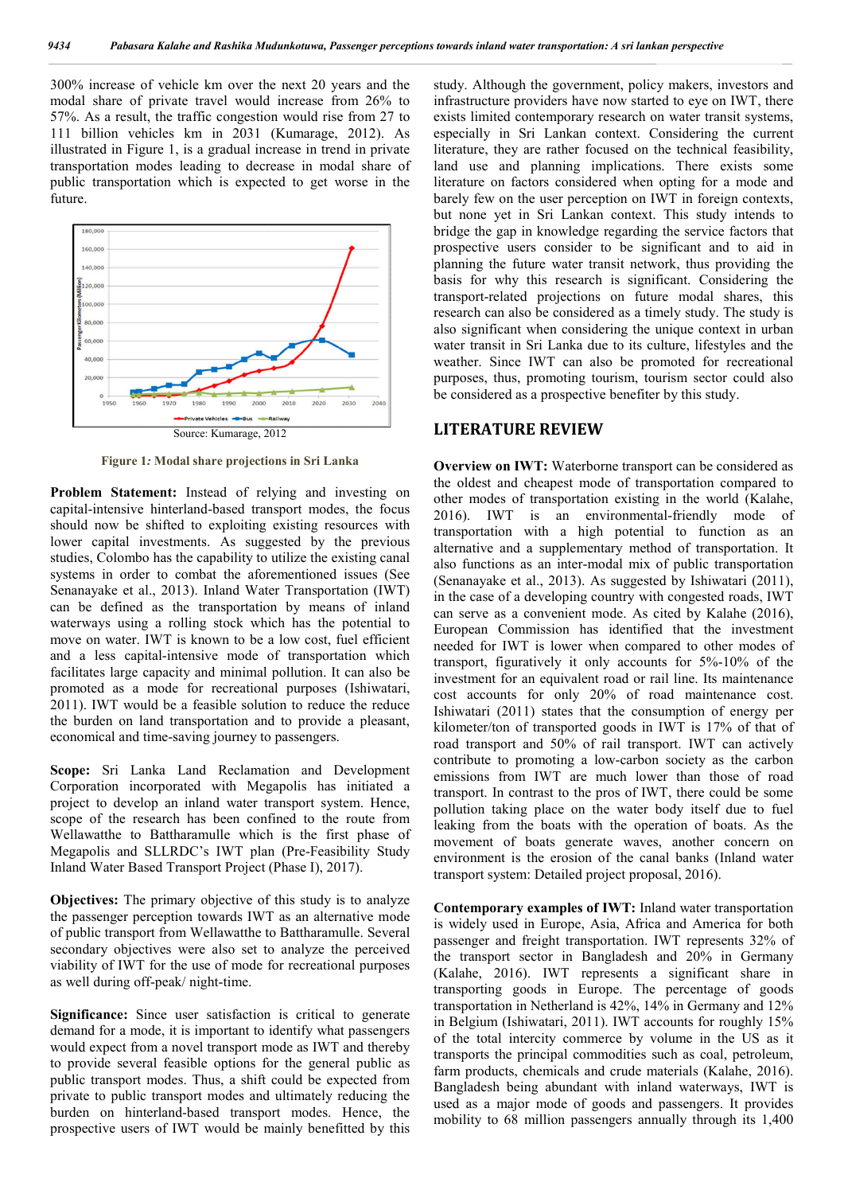300% increase of vehicle km over the next 20 years and the modal share of private travel would increase from 26% to 57%. As a result, the traffic congestion would rise from 27 to 111 billion vehicles km in 2031 (Kumarage, 2012). As illustrated in Figure 1, is a gradual increase in trend in private transportation modes leading to decrease in modal share of public transportation which is expected to get worse in the future.

Source: Kumarage, 2012

**Figure 1:** ***Modal share projections in Sri Lanka***

**Problem Statement:** Instead of relying and investing on capital-intensive hinterland-based transport modes, the focus should now be shifted to exploiting existing resources with lower capital investments. As suggested by the previous studies, Colombo has the capability to utilize the existing canal systems in order to combat the aforementioned issues (See Senanayake et al., 2013). Inland Water Transportation (IWT) can be defined as the transportation by means of inland waterways using a rolling stock which has the potential to move on water. IWT is known to be a low cost, fuel efficient and a less capital-intensive mode of transportation which facilitates large capacity and minimal pollution. It can also be promoted as a mode for recreational purposes (Ishiwatari, 2011). IWT would be a feasible solution to reduce the reduce the burden on land transportation and to provide a pleasant, economical and time-saving journey to passengers.

**Scope:** Sri Lanka Land Reclamation and Development Corporation incorporated with Megapolis has initiated a project to develop an inland water transport system. Hence, scope of the research has been confined to the route from Wellawatthe to Battharamulle which is the first phase of Megapolis and SLLRDC's IWT plan (Pre-Feasibility Study Inland Water Based Transport Project (Phase I), 2017).

**Objectives:** The primary objective of this study is to analyze the passenger perception towards IWT as an alternative mode of public transport from Wellawatthe to Battharamulle. Several secondary objectives were also set to analyze the perceived viability of IWT for the use of mode for recreational purposes as well during off-peak/ night-time.

**Significance:** Since user satisfaction is critical to generate demand for a mode, it is important to identify what passengers would expect from a novel transport mode as IWT and thereby to provide several feasible options for the general public as public transport modes. Thus, a shift could be expected from private to public transport modes and ultimately reducing the burden on hinterland-based transport modes. Hence, the prospective users of IWT would be mainly benefitted by this study. Although the government, policy makers, investors and infrastructure providers have now started to eye on IWT, there exists limited contemporary research on water transit systems, especially in Sri Lankan context. Considering the current literature, they are rather focused on the technical feasibility, land use and planning implications. There exists some literature on factors considered when opting for a mode and barely few on the user perception on IWT in foreign contexts, but none yet in Sri Lankan context. This study intends to bridge the gap in knowledge regarding the service factors that prospective users consider to be significant and to aid in planning the future water transit network, thus providing the basis for why this research is significant. Considering the transport-related projections on future modal shares, this research can also be considered as a timely study. The study is also significant when considering the unique context in urban water transit in Sri Lanka due to its culture, lifestyles and the weather. Since IWT can also be promoted for recreational purposes, thus, promoting tourism, tourism sector could also be considered as a prospective benefiter by this study.

## LITERATURE REVIEW

**Overview on IWT:** Waterborne transport can be considered as the oldest and cheapest mode of transportation compared to other modes of transportation existing in the world (Kalahe, 2016). IWT is an environmental-friendly mode of transportation with a high potential to function as an alternative and a supplementary method of transportation. It also functions as an inter-modal mix of public transportation (Senanayake et al., 2013). As suggested by Ishiwatari (2011), in the case of a developing country with congested roads, IWT can serve as a convenient mode. As cited by Kalahe (2016), European Commission has identified that the investment needed for IWT is lower when compared to other modes of transport, figuratively it only accounts for 5%-10% of the investment for an equivalent road or rail line. Its maintenance cost accounts for only 20% of road maintenance cost. Ishiwatari (2011) states that the consumption of energy per kilometer/ton of transported goods in IWT is 17% of that of road transport and 50% of rail transport. IWT can actively contribute to promoting a low-carbon society as the carbon emissions from IWT are much lower than those of road transport. In contrast to the pros of IWT, there could be some pollution taking place on the water body itself due to fuel leaking from the boats with the operation of boats. As the movement of boats generate waves, another concern on environment is the erosion of the canal banks (Inland water transport system: Detailed project proposal, 2016).

**Contemporary examples of IWT:** Inland water transportation is widely used in Europe, Asia, Africa and America for both passenger and freight transportation. IWT represents 32% of the transport sector in Bangladesh and 20% in Germany (Kalahe, 2016). IWT represents a significant share in transporting goods in Europe. The percentage of goods transportation in Netherland is 42%, 14% in Germany and 12% in Belgium (Ishiwatari, 2011). IWT accounts for roughly 15% of the total intercity commerce by volume in the US as it transports the principal commodities such as coal, petroleum, farm products, chemicals and crude materials (Kalahe, 2016). Bangladesh being abundant with inland waterways, IWT is used as a major mode of goods and passengers. It provides mobility to 68 million passengers annually through its 1,400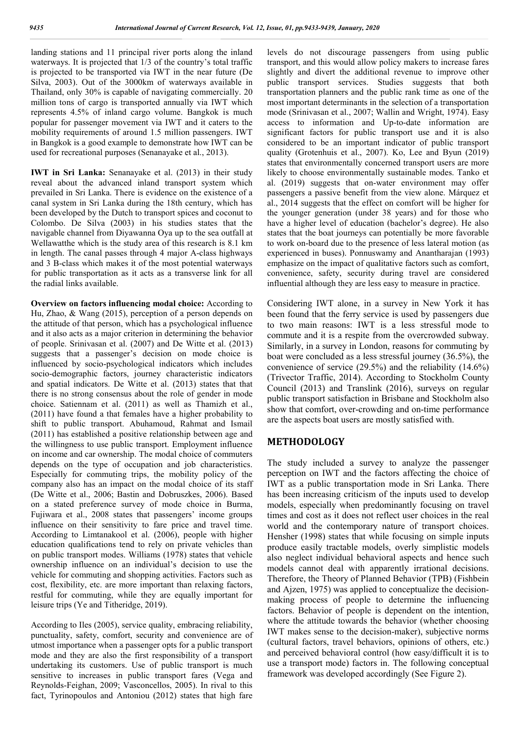landing stations and 11 principal river ports along the inland waterways. It is projected that 1/3 of the country's total traffic is projected to be transported via IWT in the near future (De Silva, 2003). Out of the 3000km of waterways available in Thailand, only 30% is capable of navigating commercially. 20 million tons of cargo is transported annually via IWT which represents 4.5% of inland cargo volume. Bangkok is much popular for passenger movement via IWT and it caters to the mobility requirements of around 1.5 million passengers. IWT in Bangkok is a good example to demonstrate how IWT can be used for recreational purposes (Senanayake et al., 2013).

**IWT in Sri Lanka:** Senanayake et al. (2013) in their study reveal about the advanced inland transport system which prevailed in Sri Lanka. There is evidence on the existence of a canal system in Sri Lanka during the 18th century, which has been developed by the Dutch to transport spices and coconut to Colombo. De Silva (2003) in his studies states that the navigable channel from Diyawanna Oya up to the sea outfall at Wellawatthe which is the study area of this research is 8.1 km in length. The canal passes through 4 major A-class highways and 3 B-class which makes it of the most potential waterways for public transportation as it acts as a transverse link for all the radial links available.

**Overview on factors influencing modal choice:** According to Hu, Zhao, & Wang (2015), perception of a person depends on the attitude of that person, which has a psychological influence and it also acts as a major criterion in determining the behavior of people. Srinivasan et al. (2007) and De Witte et al. (2013) suggests that a passenger's decision on mode choice is influenced by socio-psychological indicators which includes socio-demographic factors, journey characteristic indicators and spatial indicators. De Witte et al. (2013) states that that there is no strong consensus about the role of gender in mode choice. Satiennam et al. (2011) as well as Thamizh et al., (2011) have found a that females have a higher probability to shift to public transport. Abuhamoud, Rahmat and Ismail (2011) has established a positive relationship between age and the willingness to use public transport. Employment influence on income and car ownership. The modal choice of commuters depends on the type of occupation and job characteristics. Especially for commuting trips, the mobility policy of the company also has an impact on the modal choice of its staff (De Witte et al., 2006; Bastin and Dobruszkes, 2006). Based on a stated preference survey of mode choice in Burma, Fujiwara et al., 2008 states that passengers' income groups influence on their sensitivity to fare price and travel time. According to Limtanakool et al. (2006), people with higher education qualifications tend to rely on private vehicles than on public transport modes. Williams (1978) states that vehicle ownership influence on an individual's decision to use the vehicle for commuting and shopping activities. Factors such as cost, flexibility, etc. are more important than relaxing factors, restful for commuting, while they are equally important for leisure trips (Ye and Titheridge, 2019).

According to Iles (2005), service quality, embracing reliability, punctuality, safety, comfort, security and convenience are of utmost importance when a passenger opts for a public transport mode and they are also the first responsibility of a transport undertaking its customers. Use of public transport is much sensitive to increases in public transport fares (Vega and Reynolds-Feighan, 2009; Vasconcellos, 2005). In rival to this fact, Tyrinopoulos and Antoniou (2012) states that high fare levels do not discourage passengers from using public transport, and this would allow policy makers to increase fares slightly and divert the additional revenue to improve other public transport services. Studies suggests that both transportation planners and the public rank time as one of the most important determinants in the selection of a transportation mode (Srinivasan et al., 2007; Wallin and Wright, 1974). Easy access to information and Up-to-date information are significant factors for public transport use and it is also considered to be an important indicator of public transport quality (Grotenhuis et al., 2007). Ko, Lee and Byun (2019) states that environmentally concerned transport users are more likely to choose environmentally sustainable modes. Tanko et al. (2019) suggests that on-water environment may offer passengers a passive benefit from the view alone. Márquez et al., 2014 suggests that the effect on comfort will be higher for the younger generation (under 38 years) and for those who have a higher level of education (bachelor's degree). He also states that the boat journeys can potentially be more favorable to work on-board due to the presence of less lateral motion (as experienced in buses). Ponnuswamy and Anantharajan (1993) emphasize on the impact of qualitative factors such as comfort, convenience, safety, security during travel are considered influential although they are less easy to measure in practice.

Considering IWT alone, in a survey in New York it has been found that the ferry service is used by passengers due to two main reasons: IWT is a less stressful mode to commute and it is a respite from the overcrowded subway. Similarly, in a survey in London, reasons for commuting by boat were concluded as a less stressful journey (36.5%), the convenience of service (29.5%) and the reliability (14.6%) (Trivector Traffic, 2014). According to Stockholm County Council (2013) and Translink (2016), surveys on regular public transport satisfaction in Brisbane and Stockholm also show that comfort, over-crowding and on-time performance are the aspects boat users are mostly satisfied with.

## METHODOLOGY

The study included a survey to analyze the passenger perception on IWT and the factors affecting the choice of IWT as a public transportation mode in Sri Lanka. There has been increasing criticism of the inputs used to develop models, especially when predominantly focusing on travel times and cost as it does not reflect user choices in the real world and the contemporary nature of transport choices. Hensher (1998) states that while focusing on simple inputs produce easily tractable models, overly simplistic models also neglect individual behavioral aspects and hence such models cannot deal with apparently irrational decisions. Therefore, the Theory of Planned Behavior (TPB) (Fishbein and Ajzen, 1975) was applied to conceptualize the decision-making process of people to determine the influencing factors. Behavior of people is dependent on the intention, where the attitude towards the behavior (whether choosing IWT makes sense to the decision-maker), subjective norms (cultural factors, travel behaviors, opinions of others, etc.) and perceived behavioral control (how easy/difficult it is to use a transport mode) factors in. The following conceptual framework was developed accordingly (See Figure 2).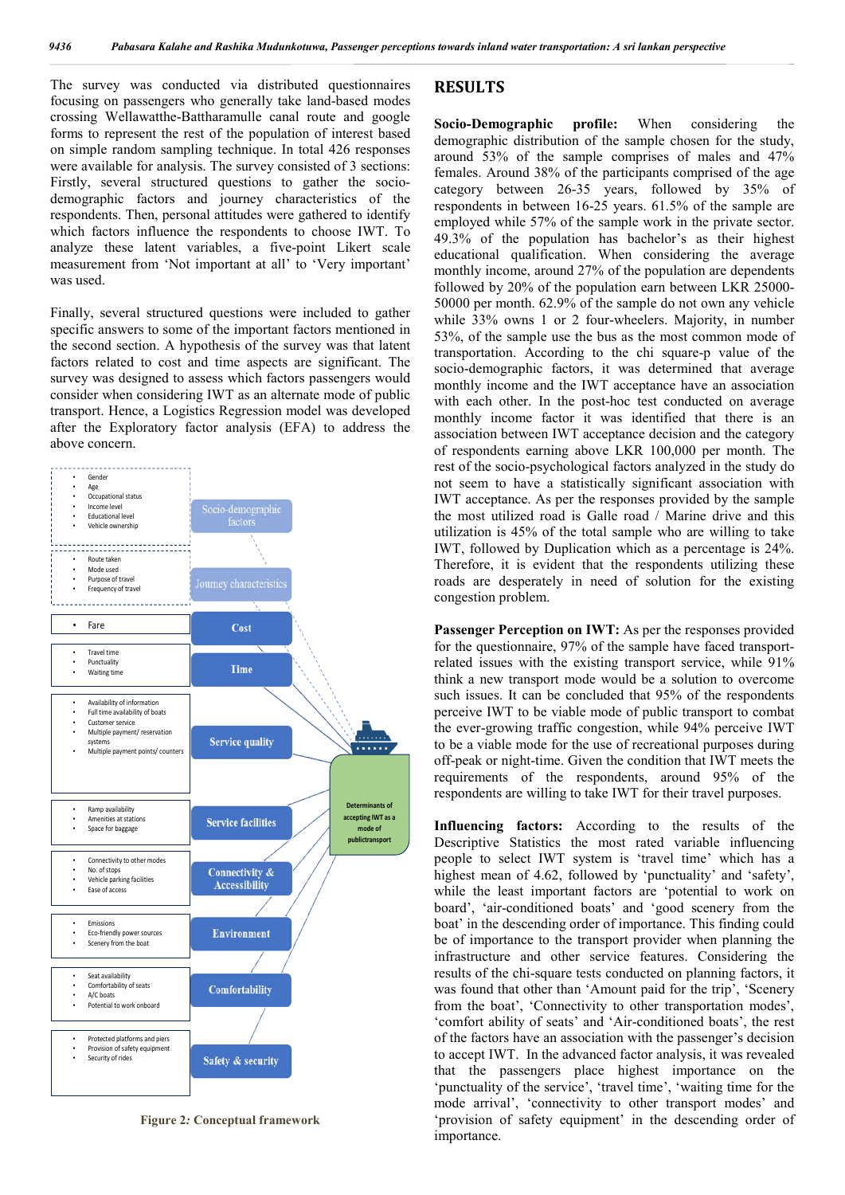The survey was conducted via distributed questionnaires focusing on passengers who generally take land-based modes crossing Wellawatthe-Battharamulle canal route and google forms to represent the rest of the population of interest based on simple random sampling technique. In total 426 responses were available for analysis. The survey consisted of 3 sections: Firstly, several structured questions to gather the socio-demographic factors and journey characteristics of the respondents. Then, personal attitudes were gathered to identify which factors influence the respondents to choose IWT. To analyze these latent variables, a five-point Likert scale measurement from 'Not important at all' to 'Very important' was used.

Finally, several structured questions were included to gather specific answers to some of the important factors mentioned in the second section. A hypothesis of the survey was that latent factors related to cost and time aspects are significant. The survey was designed to assess which factors passengers would consider when considering IWT as an alternate mode of public transport. Hence, a Logistics Regression model was developed after the Exploratory factor analysis (EFA) to address the above concern.

- Gender
- Age
- Occupational status
- Income level
- Educational level
- Vehicle ownership

Socio-demographic factors

- Route taken
- Mode used
- Purpose of travel
- Frequency of travel

Journey characteristics

- Fare

Cost

- Travel time
- Punctuality
- Waiting time

Time

- Availability of information
- Full time availability of boats
- Customer service
- Multiple payment/ reservation systems
- Multiple payment points/ counters

Service quality

- Ramp availability
- Amenities at stations
- Space for baggage

Service facilities

- Connectivity to other modes
- No. of stops
- Vehicle parking facilities
- Ease of access

Connectivity & Accessibility

- Emissions
- Eco-friendly power sources
- Scenery from the boat

Environment

- Seat availability
- Comfortability of seats
- A/C boats
- Potential to work onboard

Comfortability

- Protected platforms and piers
- Provision of safety equipment
- Security of rides

Safety & security

Determinants of accepting IWT as a mode of publictransport

**Figure 2: Conceptual framework**

## RESULTS

**Socio-Demographic profile:** When considering the demographic distribution of the sample chosen for the study, around 53% of the sample comprises of males and 47% females. Around 38% of the participants comprised of the age category between 26-35 years, followed by 35% of respondents in between 16-25 years. 61.5% of the sample are employed while 57% of the sample work in the private sector. 49.3% of the population has bachelor's as their highest educational qualification. When considering the average monthly income, around 27% of the population are dependents followed by 20% of the population earn between LKR 25000-50000 per month. 62.9% of the sample do not own any vehicle while 33% owns 1 or 2 four-wheelers. Majority, in number 53%, of the sample use the bus as the most common mode of transportation. According to the chi square-p value of the socio-demographic factors, it was determined that average monthly income and the IWT acceptance have an association with each other. In the post-hoc test conducted on average monthly income factor it was identified that there is an association between IWT acceptance decision and the category of respondents earning above LKR 100,000 per month. The rest of the socio-psychological factors analyzed in the study do not seem to have a statistically significant association with IWT acceptance. As per the responses provided by the sample the most utilized road is Galle road / Marine drive and this utilization is 45% of the total sample who are willing to take IWT, followed by Duplication which as a percentage is 24%. Therefore, it is evident that the respondents utilizing these roads are desperately in need of solution for the existing congestion problem.

**Passenger Perception on IWT:** As per the responses provided for the questionnaire, 97% of the sample have faced transport-related issues with the existing transport service, while 91% think a new transport mode would be a solution to overcome such issues. It can be concluded that 95% of the respondents perceive IWT to be viable mode of public transport to combat the ever-growing traffic congestion, while 94% perceive IWT to be a viable mode for the use of recreational purposes during off-peak or night-time. Given the condition that IWT meets the requirements of the respondents, around 95% of the respondents are willing to take IWT for their travel purposes.

**Influencing factors:** According to the results of the Descriptive Statistics the most rated variable influencing people to select IWT system is 'travel time' which has a highest mean of 4.62, followed by 'punctuality' and 'safety', while the least important factors are 'potential to work on board', 'air-conditioned boats' and 'good scenery from the boat' in the descending order of importance. This finding could be of importance to the transport provider when planning the infrastructure and other service features. Considering the results of the chi-square tests conducted on planning factors, it was found that other than 'Amount paid for the trip', 'Scenery from the boat', 'Connectivity to other transportation modes', 'comfort ability of seats' and 'Air-conditioned boats', the rest of the factors have an association with the passenger's decision to accept IWT. In the advanced factor analysis, it was revealed that the passengers place highest importance on the 'punctuality of the service', 'travel time', 'waiting time for the mode arrival', 'connectivity to other transport modes' and 'provision of safety equipment' in the descending order of importance.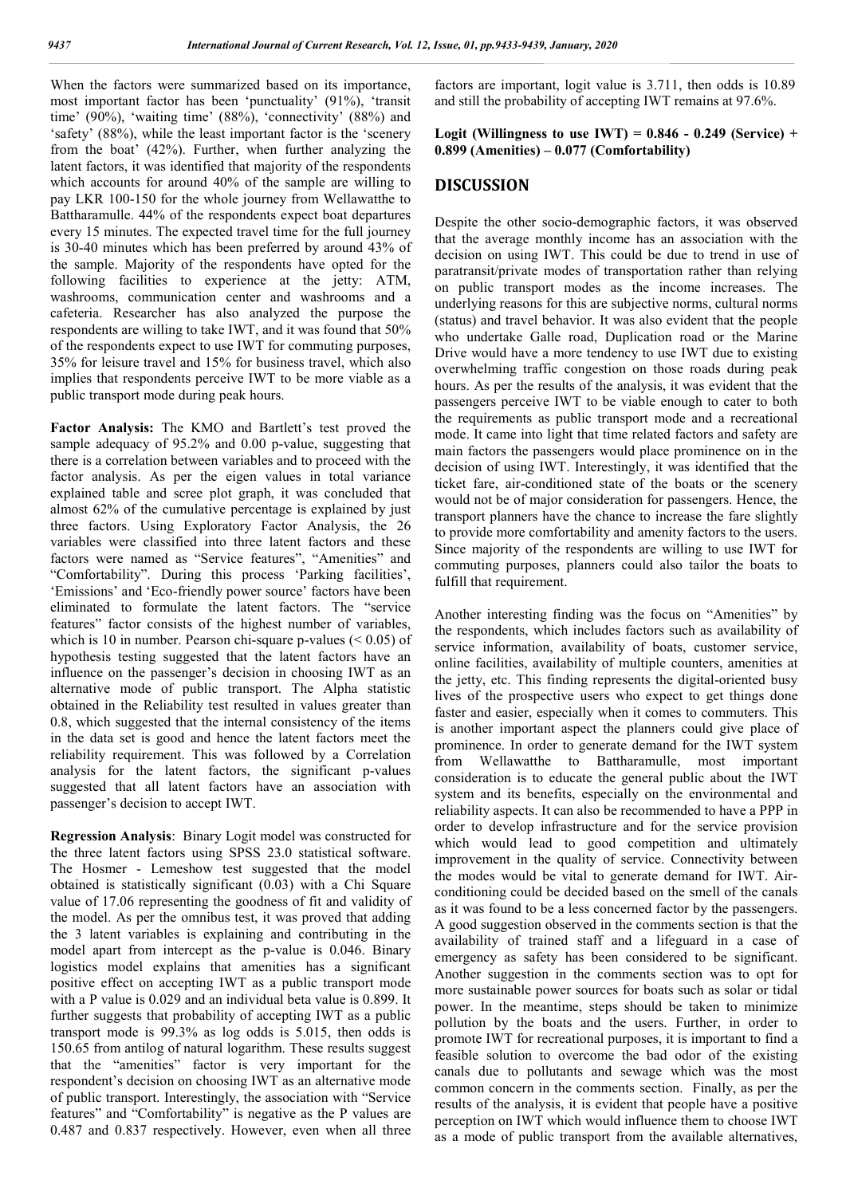When the factors were summarized based on its importance, most important factor has been 'punctuality' (91%), 'transit time' (90%), 'waiting time' (88%), 'connectivity' (88%) and 'safety' (88%), while the least important factor is the 'scenery from the boat' (42%). Further, when further analyzing the latent factors, it was identified that majority of the respondents which accounts for around 40% of the sample are willing to pay LKR 100-150 for the whole journey from Wellawatthe to Battharamulle. 44% of the respondents expect boat departures every 15 minutes. The expected travel time for the full journey is 30-40 minutes which has been preferred by around 43% of the sample. Majority of the respondents have opted for the following facilities to experience at the jetty: ATM, washrooms, communication center and washrooms and a cafeteria. Researcher has also analyzed the purpose the respondents are willing to take IWT, and it was found that 50% of the respondents expect to use IWT for commuting purposes, 35% for leisure travel and 15% for business travel, which also implies that respondents perceive IWT to be more viable as a public transport mode during peak hours.

**Factor Analysis:** The KMO and Bartlett's test proved the sample adequacy of 95.2% and 0.00 p-value, suggesting that there is a correlation between variables and to proceed with the factor analysis. As per the eigen values in total variance explained table and scree plot graph, it was concluded that almost 62% of the cumulative percentage is explained by just three factors. Using Exploratory Factor Analysis, the 26 variables were classified into three latent factors and these factors were named as "Service features", "Amenities" and "Comfortability". During this process 'Parking facilities', 'Emissions' and 'Eco-friendly power source' factors have been eliminated to formulate the latent factors. The "service features" factor consists of the highest number of variables, which is 10 in number. Pearson chi-square p-values ($< 0.05$) of hypothesis testing suggested that the latent factors have an influence on the passenger's decision in choosing IWT as an alternative mode of public transport. The Alpha statistic obtained in the Reliability test resulted in values greater than 0.8, which suggested that the internal consistency of the items in the data set is good and hence the latent factors meet the reliability requirement. This was followed by a Correlation analysis for the latent factors, the significant p-values suggested that all latent factors have an association with passenger's decision to accept IWT.

**Regression Analysis**: Binary Logit model was constructed for the three latent factors using SPSS 23.0 statistical software. The Hosmer - Lemeshow test suggested that the model obtained is statistically significant (0.03) with a Chi Square value of 17.06 representing the goodness of fit and validity of the model. As per the omnibus test, it was proved that adding the 3 latent variables is explaining and contributing in the model apart from intercept as the p-value is 0.046. Binary logistics model explains that amenities has a significant positive effect on accepting IWT as a public transport mode with a P value is 0.029 and an individual beta value is 0.899. It further suggests that probability of accepting IWT as a public transport mode is 99.3% as log odds is 5.015, then odds is 150.65 from antilog of natural logarithm. These results suggest that the "amenities" factor is very important for the respondent's decision on choosing IWT as an alternative mode of public transport. Interestingly, the association with "Service features" and "Comfortability" is negative as the P values are 0.487 and 0.837 respectively. However, even when all three factors are important, logit value is 3.711, then odds is 10.89 and still the probability of accepting IWT remains at 97.6%.

**Logit (Willingness to use IWT) = 0.846 - 0.249 (Service) + 0.899 (Amenities) – 0.077 (Comfortability)**

## DISCUSSION

Despite the other socio-demographic factors, it was observed that the average monthly income has an association with the decision on using IWT. This could be due to trend in use of paratransit/private modes of transportation rather than relying on public transport modes as the income increases. The underlying reasons for this are subjective norms, cultural norms (status) and travel behavior. It was also evident that the people who undertake Galle road, Duplication road or the Marine Drive would have a more tendency to use IWT due to existing overwhelming traffic congestion on those roads during peak hours. As per the results of the analysis, it was evident that the passengers perceive IWT to be viable enough to cater to both the requirements as public transport mode and a recreational mode. It came into light that time related factors and safety are main factors the passengers would place prominence on in the decision of using IWT. Interestingly, it was identified that the ticket fare, air-conditioned state of the boats or the scenery would not be of major consideration for passengers. Hence, the transport planners have the chance to increase the fare slightly to provide more comfortability and amenity factors to the users. Since majority of the respondents are willing to use IWT for commuting purposes, planners could also tailor the boats to fulfill that requirement.

Another interesting finding was the focus on "Amenities" by the respondents, which includes factors such as availability of service information, availability of boats, customer service, online facilities, availability of multiple counters, amenities at the jetty, etc. This finding represents the digital-oriented busy lives of the prospective users who expect to get things done faster and easier, especially when it comes to commuters. This is another important aspect the planners could give place of prominence. In order to generate demand for the IWT system from Wellawatthe to Battharamulle, most important consideration is to educate the general public about the IWT system and its benefits, especially on the environmental and reliability aspects. It can also be recommended to have a PPP in order to develop infrastructure and for the service provision which would lead to good competition and ultimately improvement in the quality of service. Connectivity between the modes would be vital to generate demand for IWT. Air-conditioning could be decided based on the smell of the canals as it was found to be a less concerned factor by the passengers. A good suggestion observed in the comments section is that the availability of trained staff and a lifeguard in a case of emergency as safety has been considered to be significant. Another suggestion in the comments section was to opt for more sustainable power sources for boats such as solar or tidal power. In the meantime, steps should be taken to minimize pollution by the boats and the users. Further, in order to promote IWT for recreational purposes, it is important to find a feasible solution to overcome the bad odor of the existing canals due to pollutants and sewage which was the most common concern in the comments section. Finally, as per the results of the analysis, it is evident that people have a positive perception on IWT which would influence them to choose IWT as a mode of public transport from the available alternatives,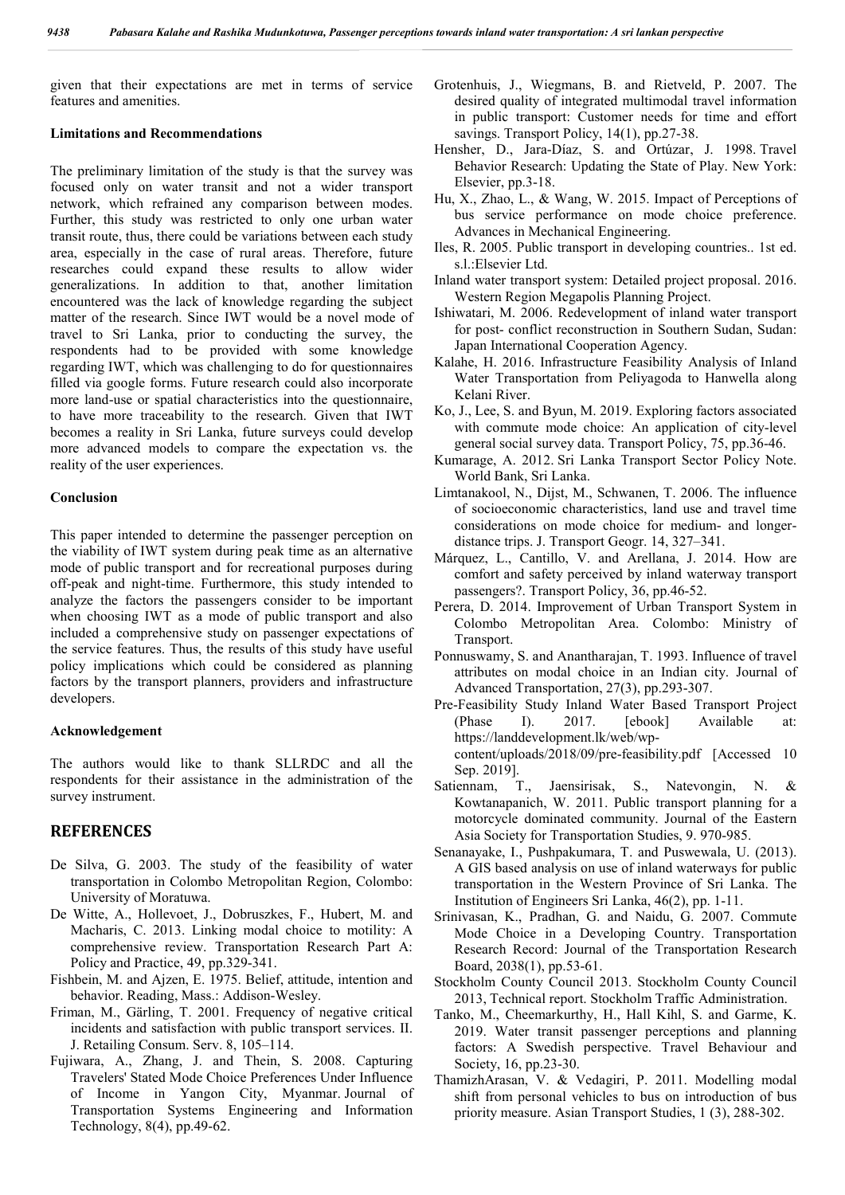given that their expectations are met in terms of service features and amenities.

**Limitations and Recommendations**

The preliminary limitation of the study is that the survey was focused only on water transit and not a wider transport network, which refrained any comparison between modes. Further, this study was restricted to only one urban water transit route, thus, there could be variations between each study area, especially in the case of rural areas. Therefore, future researches could expand these results to allow wider generalizations. In addition to that, another limitation encountered was the lack of knowledge regarding the subject matter of the research. Since IWT would be a novel mode of travel to Sri Lanka, prior to conducting the survey, the respondents had to be provided with some knowledge regarding IWT, which was challenging to do for questionnaires filled via google forms. Future research could also incorporate more land-use or spatial characteristics into the questionnaire, to have more traceability to the research. Given that IWT becomes a reality in Sri Lanka, future surveys could develop more advanced models to compare the expectation vs. the reality of the user experiences.

**Conclusion**

This paper intended to determine the passenger perception on the viability of IWT system during peak time as an alternative mode of public transport and for recreational purposes during off-peak and night-time. Furthermore, this study intended to analyze the factors the passengers consider to be important when choosing IWT as a mode of public transport and also included a comprehensive study on passenger expectations of the service features. Thus, the results of this study have useful policy implications which could be considered as planning factors by the transport planners, providers and infrastructure developers.

**Acknowledgement**

The authors would like to thank SLLRDC and all the respondents for their assistance in the administration of the survey instrument.

## REFERENCES

- De Silva, G. 2003. The study of the feasibility of water transportation in Colombo Metropolitan Region, Colombo: University of Moratuwa.
- De Witte, A., Hollevoet, J., Dobruszkes, F., Hubert, M. and Macharis, C. 2013. Linking modal choice to motility: A comprehensive review. Transportation Research Part A: Policy and Practice, 49, pp.329-341.
- Fishbein, M. and Ajzen, E. 1975. Belief, attitude, intention and behavior. Reading, Mass.: Addison-Wesley.
- Friman, M., Gärling, T. 2001. Frequency of negative critical incidents and satisfaction with public transport services. II. J. Retailing Consum. Serv. 8, 105–114.
- Fujiwara, A., Zhang, J. and Thein, S. 2008. Capturing Travelers' Stated Mode Choice Preferences Under Influence of Income in Yangon City, Myanmar. Journal of Transportation Systems Engineering and Information Technology, 8(4), pp.49-62.
- Grotenhuis, J., Wiegmans, B. and Rietveld, P. 2007. The desired quality of integrated multimodal travel information in public transport: Customer needs for time and effort savings. Transport Policy, 14(1), pp.27-38.
- Hensher, D., Jara-Díaz, S. and Ortúzar, J. 1998. Travel Behavior Research: Updating the State of Play. New York: Elsevier, pp.3-18.
- Hu, X., Zhao, L., & Wang, W. 2015. Impact of Perceptions of bus service performance on mode choice preference. Advances in Mechanical Engineering.
- Iles, R. 2005. Public transport in developing countries.. 1st ed. s.l.:Elsevier Ltd.
- Inland water transport system: Detailed project proposal. 2016. Western Region Megapolis Planning Project.
- Ishiwatari, M. 2006. Redevelopment of inland water transport for post- conflict reconstruction in Southern Sudan, Sudan: Japan International Cooperation Agency.
- Kalahe, H. 2016. Infrastructure Feasibility Analysis of Inland Water Transportation from Peliyagoda to Hanwella along Kelani River.
- Ko, J., Lee, S. and Byun, M. 2019. Exploring factors associated with commute mode choice: An application of city-level general social survey data. Transport Policy, 75, pp.36-46.
- Kumarage, A. 2012. Sri Lanka Transport Sector Policy Note. World Bank, Sri Lanka.
- Limtanakool, N., Dijst, M., Schwanen, T. 2006. The influence of socioeconomic characteristics, land use and travel time considerations on mode choice for medium- and longer-distance trips. J. Transport Geogr. 14, 327–341.
- Márquez, L., Cantillo, V. and Arellana, J. 2014. How are comfort and safety perceived by inland waterway transport passengers?. Transport Policy, 36, pp.46-52.
- Perera, D. 2014. Improvement of Urban Transport System in Colombo Metropolitan Area. Colombo: Ministry of Transport.
- Ponnuswamy, S. and Anantharajan, T. 1993. Influence of travel attributes on modal choice in an Indian city. Journal of Advanced Transportation, 27(3), pp.293-307.
- Pre-Feasibility Study Inland Water Based Transport Project (Phase I). 2017. [ebook] Available at: https://landdevelopment.lk/web/wp-content/uploads/2018/09/pre-feasibility.pdf [Accessed 10 Sep. 2019].
- Satiennam, T., Jaensirisak, S., Natevongin, N. & Kowtanapanich, W. 2011. Public transport planning for a motorcycle dominated community. Journal of the Eastern Asia Society for Transportation Studies, 9. 970-985.
- Senanayake, I., Pushpakumara, T. and Puswewala, U. (2013). A GIS based analysis on use of inland waterways for public transportation in the Western Province of Sri Lanka. The Institution of Engineers Sri Lanka, 46(2), pp. 1-11.
- Srinivasan, K., Pradhan, G. and Naidu, G. 2007. Commute Mode Choice in a Developing Country. Transportation Research Record: Journal of the Transportation Research Board, 2038(1), pp.53-61.
- Stockholm County Council 2013. Stockholm County Council 2013, Technical report. Stockholm Traffic Administration.
- Tanko, M., Cheemarkurthy, H., Hall Kihl, S. and Garme, K. 2019. Water transit passenger perceptions and planning factors: A Swedish perspective. Travel Behaviour and Society, 16, pp.23-30.
- ThamizhArasan, V. & Vedagiri, P. 2011. Modelling modal shift from personal vehicles to bus on introduction of bus priority measure. Asian Transport Studies, 1 (3), 288-302.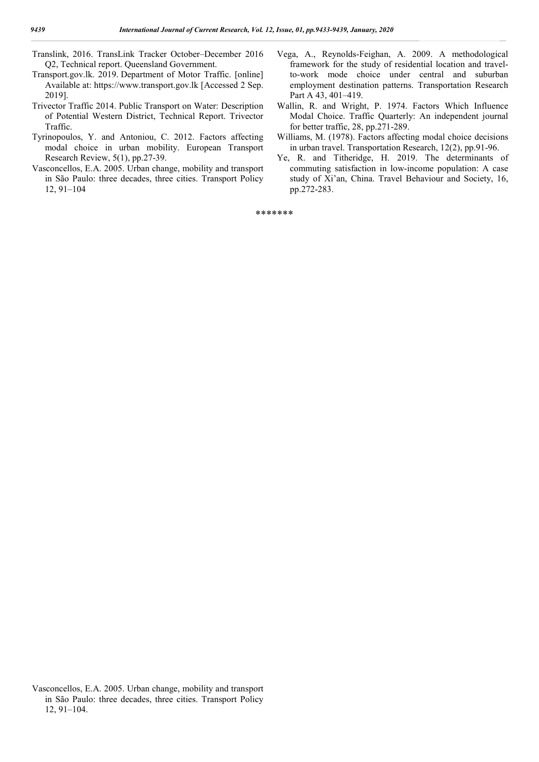Translink, 2016. TransLink Tracker October–December 2016 Q2, Technical report. Queensland Government.

Transport.gov.lk. 2019. Department of Motor Traffic. [online] Available at: https://www.transport.gov.lk [Accessed 2 Sep. 2019].

Trivector Traffic 2014. Public Transport on Water: Description of Potential Western District, Technical Report. Trivector Traffic.

Tyrinopoulos, Y. and Antoniou, C. 2012. Factors affecting modal choice in urban mobility. European Transport Research Review, 5(1), pp.27-39.

Vasconcellos, E.A. 2005. Urban change, mobility and transport in São Paulo: three decades, three cities. Transport Policy 12, 91–104

Vega, A., Reynolds-Feighan, A. 2009. A methodological framework for the study of residential location and travel-to-work mode choice under central and suburban employment destination patterns. Transportation Research Part A 43, 401–419.

Wallin, R. and Wright, P. 1974. Factors Which Influence Modal Choice. Traffic Quarterly: An independent journal for better traffic, 28, pp.271-289.

Williams, M. (1978). Factors affecting modal choice decisions in urban travel. Transportation Research, 12(2), pp.91-96.

Ye, R. and Titheridge, H. 2019. The determinants of commuting satisfaction in low-income population: A case study of Xi'an, China. Travel Behaviour and Society, 16, pp.272-283.

*******

Vasconcellos, E.A. 2005. Urban change, mobility and transport in São Paulo: three decades, three cities. Transport Policy 12, 91–104.